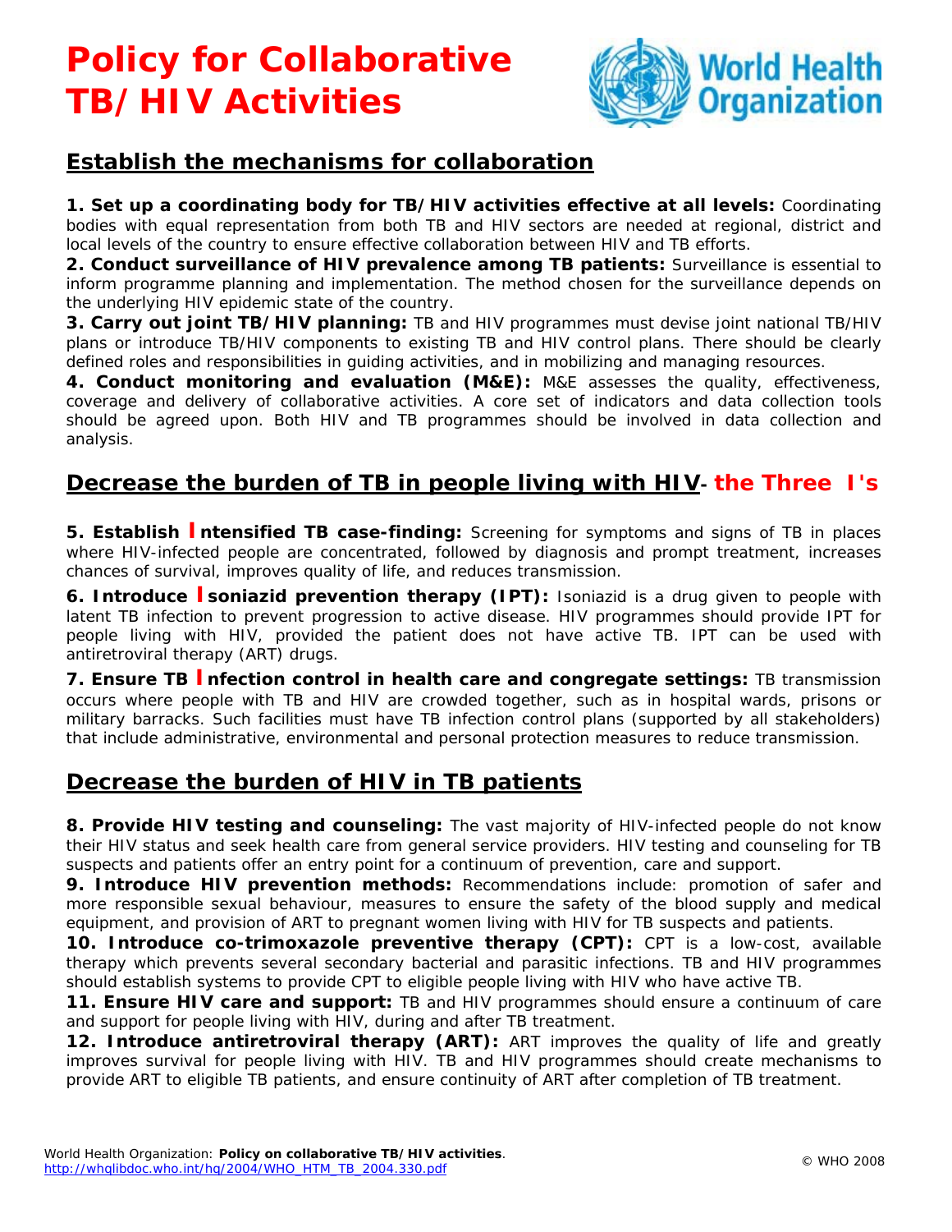# Policy for Collaborative TB/HIV Activities

World Health Organization

## Establish the mechanisms for collaboration

**1. Set up a coordinating body for TB/HIV activities effective at all levels:** Coordinating bodies with equal representation from both TB and HIV sectors are needed at regional, district and local levels of the country to ensure effective collaboration between HIV and TB efforts.

**2. Conduct surveillance of HIV prevalence among TB patients:** Surveillance is essential to inform programme planning and implementation. The method chosen for the surveillance depends on the underlying HIV epidemic state of the country.

**3. Carry out joint TB/HIV planning:** TB and HIV programmes must devise joint national TB/HIV plans or introduce TB/HIV components to existing TB and HIV control plans. There should be clearly defined roles and responsibilities in guiding activities, and in mobilizing and managing resources.

**4. Conduct monitoring and evaluation (M&E):** M&E assesses the quality, effectiveness, coverage and delivery of collaborative activities. A core set of indicators and data collection tools should be agreed upon. Both HIV and TB programmes should be involved in data collection and analysis.

## Decrease the burden of TB in people living with HIV- the Three I's

**5. Establish Intensified TB case-finding:** Screening for symptoms and signs of TB in places where HIV-infected people are concentrated, followed by diagnosis and prompt treatment, increases chances of survival, improves quality of life, and reduces transmission.

**6. Introduce Isoniazid prevention therapy (IPT):** Isoniazid is a drug given to people with latent TB infection to prevent progression to active disease. HIV programmes should provide IPT for people living with HIV, provided the patient does not have active TB. IPT can be used with antiretroviral therapy (ART) drugs.

**7. Ensure TB Infection control in health care and congregate settings:** TB transmission occurs where people with TB and HIV are crowded together, such as in hospital wards, prisons or military barracks. Such facilities must have TB infection control plans (supported by all stakeholders) that include administrative, environmental and personal protection measures to reduce transmission.

## Decrease the burden of HIV in TB patients

**8. Provide HIV testing and counseling:** The vast majority of HIV-infected people do not know their HIV status and seek health care from general service providers. HIV testing and counseling for TB suspects and patients offer an entry point for a continuum of prevention, care and support.

**9. Introduce HIV prevention methods:** Recommendations include: promotion of safer and more responsible sexual behaviour, measures to ensure the safety of the blood supply and medical equipment, and provision of ART to pregnant women living with HIV for TB suspects and patients.

**10. Introduce co-trimoxazole preventive therapy (CPT):** CPT is a low-cost, available therapy which prevents several secondary bacterial and parasitic infections. TB and HIV programmes should establish systems to provide CPT to eligible people living with HIV who have active TB.

**11. Ensure HIV care and support:** TB and HIV programmes should ensure a continuum of care and support for people living with HIV, during and after TB treatment.

**12. Introduce antiretroviral therapy (ART):** ART improves the quality of life and greatly improves survival for people living with HIV. TB and HIV programmes should create mechanisms to provide ART to eligible TB patients, and ensure continuity of ART after completion of TB treatment.

World Health Organization: **Policy on collaborative TB/HIV activities**.
http://whqlibdoc.who.int/hq/2004/WHO_HTM_TB_2004.330.pdf

© WHO 2008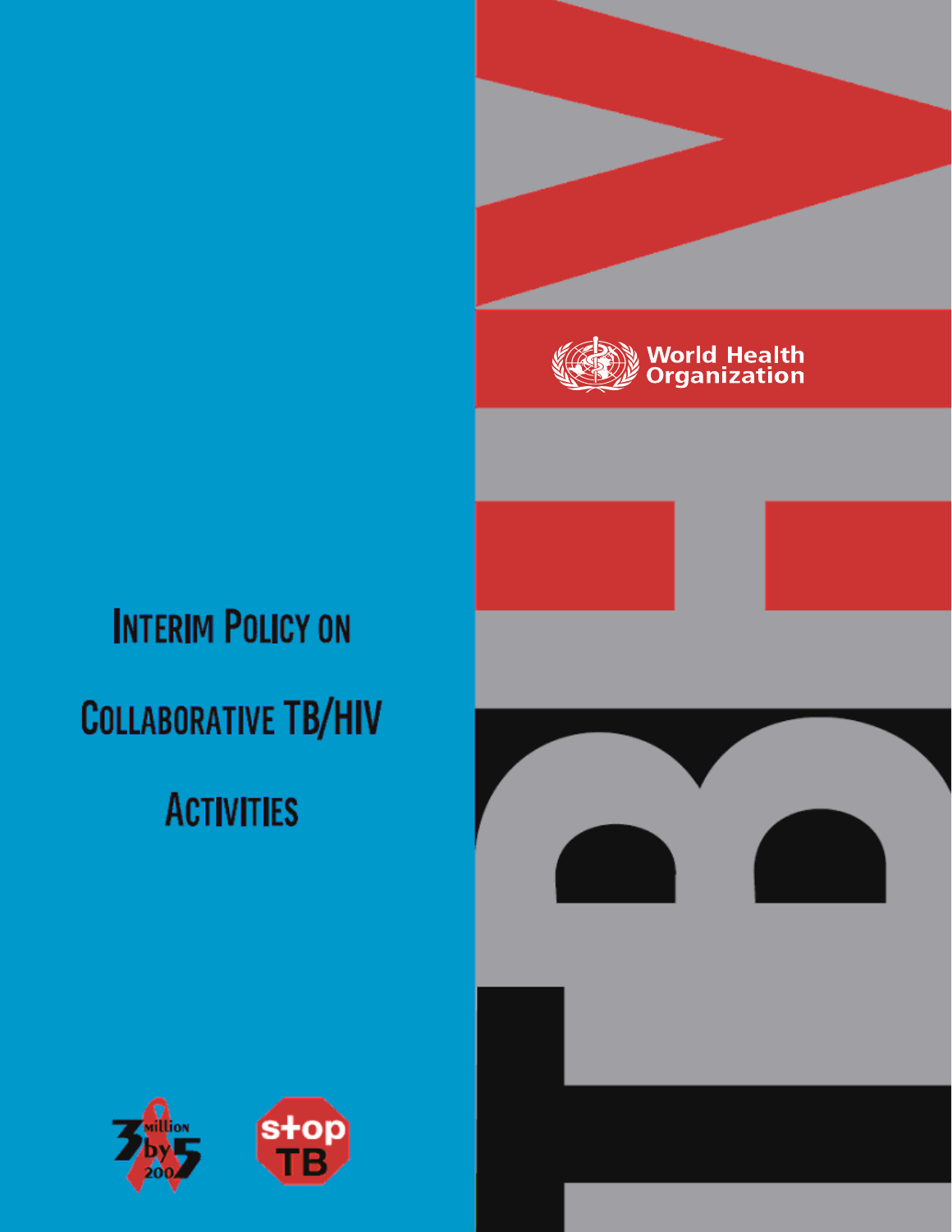# Interim Policy on Collaborative TB/HIV Activities

World Health Organization

TB/HIV

3 million by 2005

stop TB